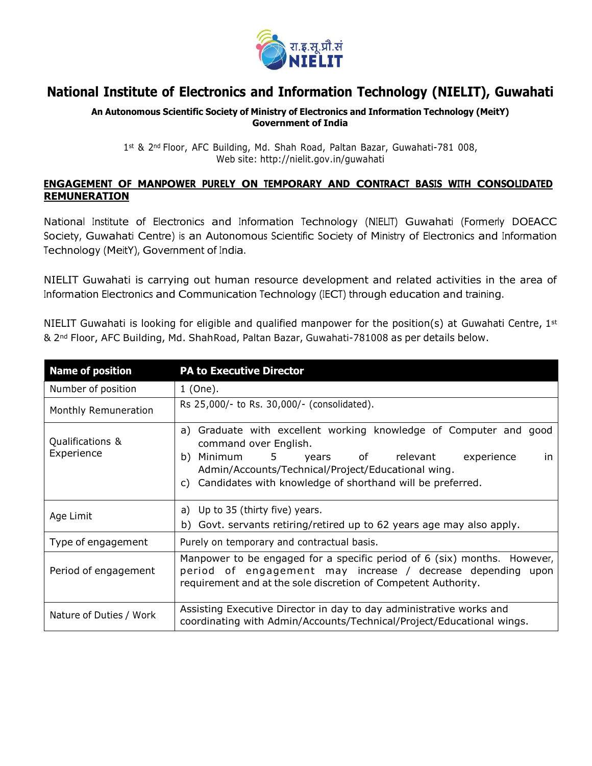# National Institute of Electronics and Information Technology (NIELIT), Guwahati

**An Autonomous Scientific Society of Ministry of Electronics and Information Technology (MeitY)**
**Government of India**

1st & 2nd Floor, AFC Building, Md. Shah Road, Paltan Bazar, Guwahati-781 008,
Web site: http://nielit.gov.in/guwahati

## ENGAGEMENT OF MANPOWER PURELY ON TEMPORARY AND CONTRACT BASIS WITH CONSOLIDATED REMUNERATION

National Institute of Electronics and Information Technology (NIELIT) Guwahati (Formerly DOEACC Society, Guwahati Centre) is an Autonomous Scientific Society of Ministry of Electronics and Information Technology (MeitY), Government of India.

NIELIT Guwahati is carrying out human resource development and related activities in the area of Information Electronics and Communication Technology (IECT) through education and training.

NIELIT Guwahati is looking for eligible and qualified manpower for the position(s) at Guwahati Centre, 1st & 2nd Floor, AFC Building, Md. ShahRoad, Paltan Bazar, Guwahati-781008 as per details below.

| Name of position | PA to Executive Director |
|---|---|
| Number of position | 1 (One). |
| Monthly Remuneration | Rs 25,000/- to Rs. 30,000/- (consolidated). |
| Qualifications & Experience | a) Graduate with excellent working knowledge of Computer and good command over English.<br>b) Minimum 5 years of relevant experience in Admin/Accounts/Technical/Project/Educational wing.<br>c) Candidates with knowledge of shorthand will be preferred. |
| Age Limit | a) Up to 35 (thirty five) years.<br>b) Govt. servants retiring/retired up to 62 years age may also apply. |
| Type of engagement | Purely on temporary and contractual basis. |
| Period of engagement | Manpower to be engaged for a specific period of 6 (six) months. However, period of engagement may increase / decrease depending upon requirement and at the sole discretion of Competent Authority. |
| Nature of Duties / Work | Assisting Executive Director in day to day administrative works and coordinating with Admin/Accounts/Technical/Project/Educational wings. |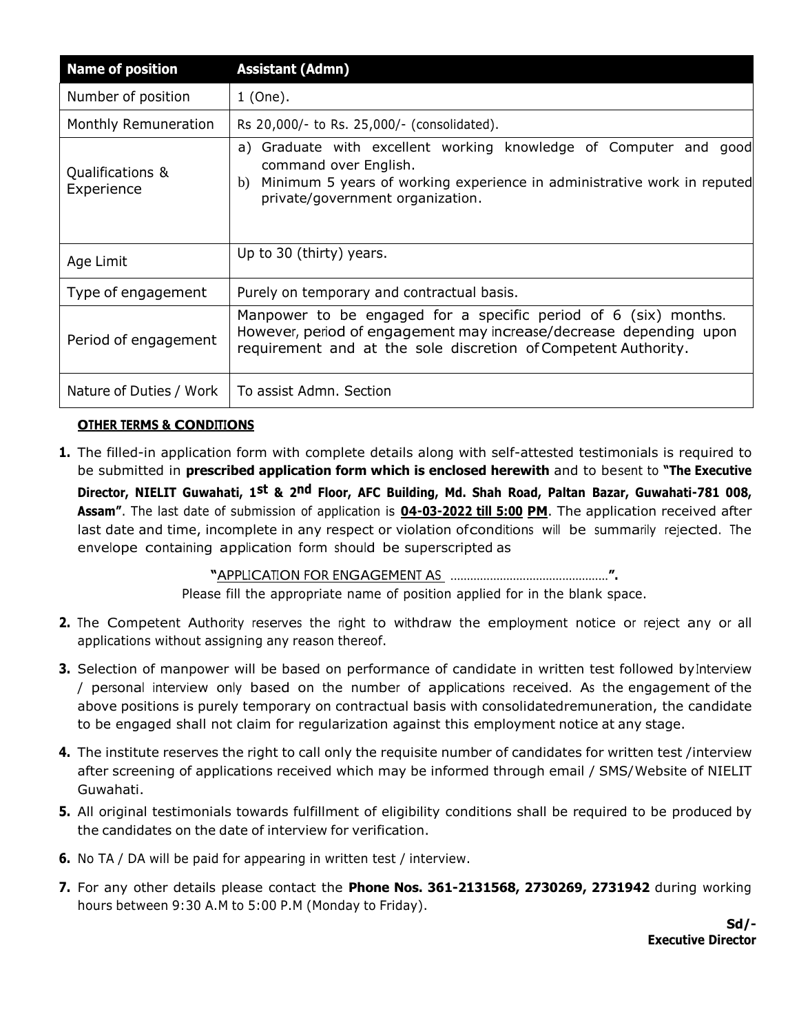| Name of position | Assistant (Admn) |
|---|---|
| Number of position | 1 (One). |
| Monthly Remuneration | Rs 20,000/- to Rs. 25,000/- (consolidated). |
| Qualifications & Experience | a) Graduate with excellent working knowledge of Computer and good command over English.<br>b) Minimum 5 years of working experience in administrative work in reputed private/government organization. |
| Age Limit | Up to 30 (thirty) years. |
| Type of engagement | Purely on temporary and contractual basis. |
| Period of engagement | Manpower to be engaged for a specific period of 6 (six) months. However, period of engagement may increase/decrease depending upon requirement and at the sole discretion of Competent Authority. |
| Nature of Duties / Work | To assist Admn. Section |

**OTHER TERMS & CONDITIONS**

1. The filled-in application form with complete details along with self-attested testimonials is required to be submitted in **prescribed application form which is enclosed herewith** and to besent to **"The Executive Director, NIELIT Guwahati, 1st & 2nd Floor, AFC Building, Md. Shah Road, Paltan Bazar, Guwahati-781 008, Assam"**. The last date of submission of application is **04-03-2022 till 5:00 PM**. The application received after last date and time, incomplete in any respect or violation ofconditions will be summarily rejected. The envelope containing application form should be superscripted as

   **"**APPLICATION FOR ENGAGEMENT AS ..............................................**".**
   Please fill the appropriate name of position applied for in the blank space.

2. The Competent Authority reserves the right to withdraw the employment notice or reject any or all applications without assigning any reason thereof.

3. Selection of manpower will be based on performance of candidate in written test followed byInterview / personal interview only based on the number of applications received. As the engagement of the above positions is purely temporary on contractual basis with consolidatedremuneration, the candidate to be engaged shall not claim for regularization against this employment notice at any stage.

4. The institute reserves the right to call only the requisite number of candidates for written test /interview after screening of applications received which may be informed through email / SMS/Website of NIELIT Guwahati.

5. All original testimonials towards fulfillment of eligibility conditions shall be required to be produced by the candidates on the date of interview for verification.

6. No TA / DA will be paid for appearing in written test / interview.

7. For any other details please contact the **Phone Nos. 361-2131568, 2730269, 2731942** during working hours between 9:30 A.M to 5:00 P.M (Monday to Friday).

**Sd/-**
**Executive Director**